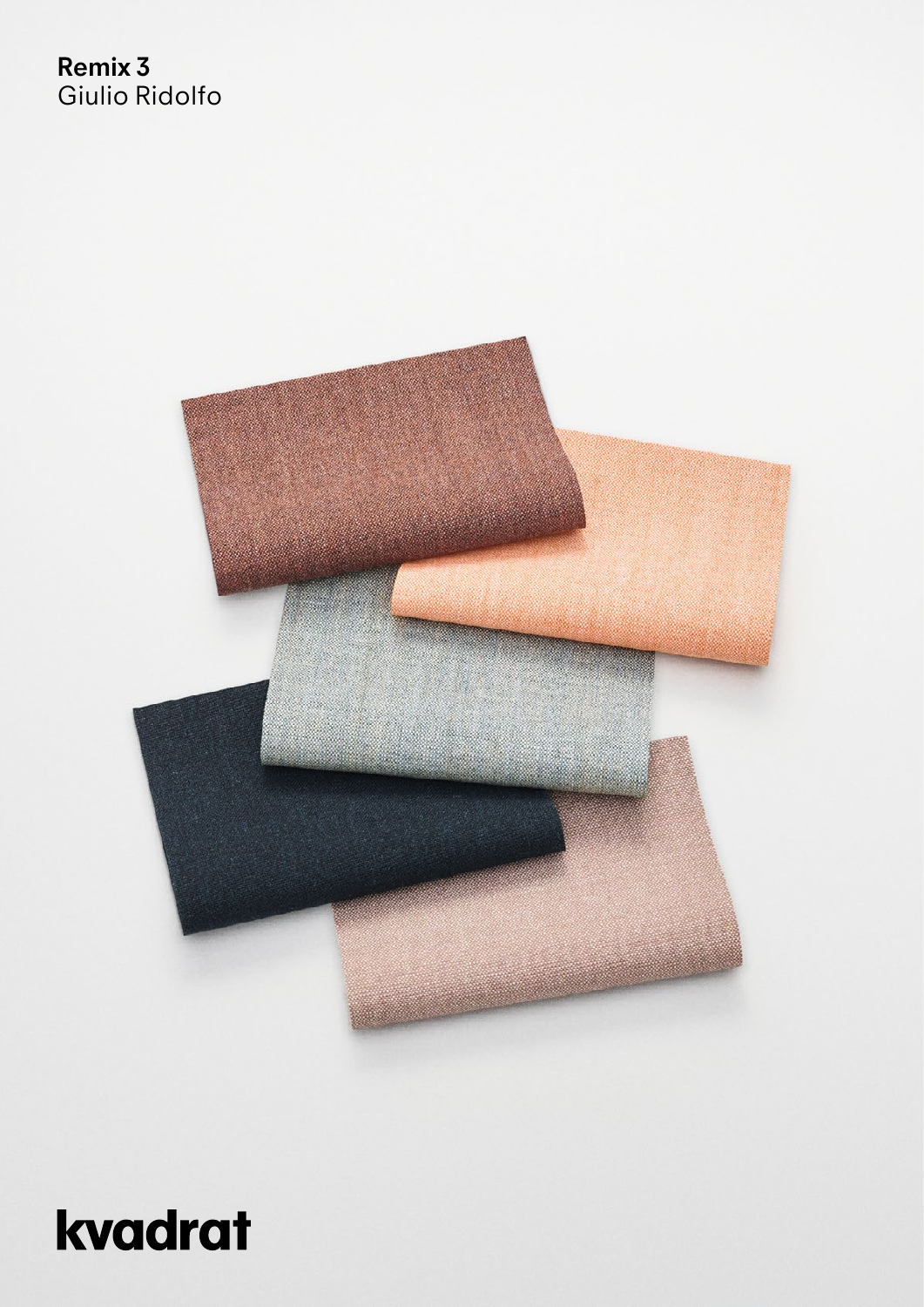**Remix 3**
Giulio Ridolfo

kvadrat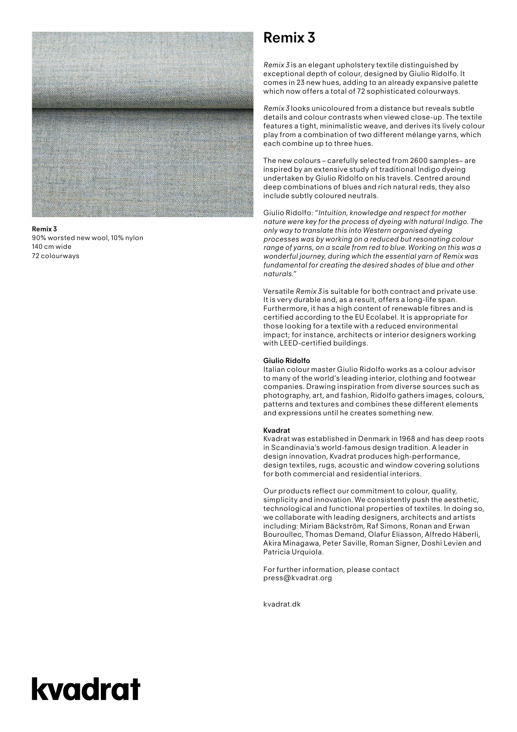**Remix 3**
90% worsted new wool, 10% nylon
140 cm wide
72 colourways

# Remix 3

*Remix 3* is an elegant upholstery textile distinguished by exceptional depth of colour, designed by Giulio Ridolfo. It comes in 23 new hues, adding to an already expansive palette which now offers a total of 72 sophisticated colourways.

*Remix 3* looks unicoloured from a distance but reveals subtle details and colour contrasts when viewed close-up. The textile features a tight, minimalistic weave, and derives its lively colour play from a combination of two different mélange yarns, which each combine up to three hues.

The new colours – carefully selected from 2600 samples– are inspired by an extensive study of traditional Indigo dyeing undertaken by Giulio Ridolfo on his travels. Centred around deep combinations of blues and rich natural reds, they also include subtly coloured neutrals.

Giulio Ridolfo: "*Intuition, knowledge and respect for mother nature were key for the process of dyeing with natural Indigo. The only way to translate this into Western organised dyeing processes was by working on a reduced but resonating colour range of yarns, on a scale from red to blue. Working on this was a wonderful journey, during which the essential yarn of Remix was fundamental for creating the desired shades of blue and other naturals.*"

Versatile *Remix 3* is suitable for both contract and private use. It is very durable and, as a result, offers a long-life span. Furthermore, it has a high content of renewable fibres and is certified according to the EU Ecolabel. It is appropriate for those looking for a textile with a reduced environmental impact; for instance, architects or interior designers working with LEED-certified buildings.

**Giulio Ridolfo**
Italian colour master Giulio Ridolfo works as a colour advisor to many of the world's leading interior, clothing and footwear companies. Drawing inspiration from diverse sources such as photography, art, and fashion, Ridolfo gathers images, colours, patterns and textures and combines these different elements and expressions until he creates something new.

**Kvadrat**
Kvadrat was established in Denmark in 1968 and has deep roots in Scandinavia's world-famous design tradition. A leader in design innovation, Kvadrat produces high-performance, design textiles, rugs, acoustic and window covering solutions for both commercial and residential interiors.

Our products reflect our commitment to colour, quality, simplicity and innovation. We consistently push the aesthetic, technological and functional properties of textiles. In doing so, we collaborate with leading designers, architects and artists including: Miriam Bäckström, Raf Simons, Ronan and Erwan Bouroullec, Thomas Demand, Olafur Eliasson, Alfredo Häberli, Akira Minagawa, Peter Saville, Roman Signer, Doshi Levien and Patricia Urquiola.

For further information, please contact
press@kvadrat.org

kvadrat.dk

kvadrat